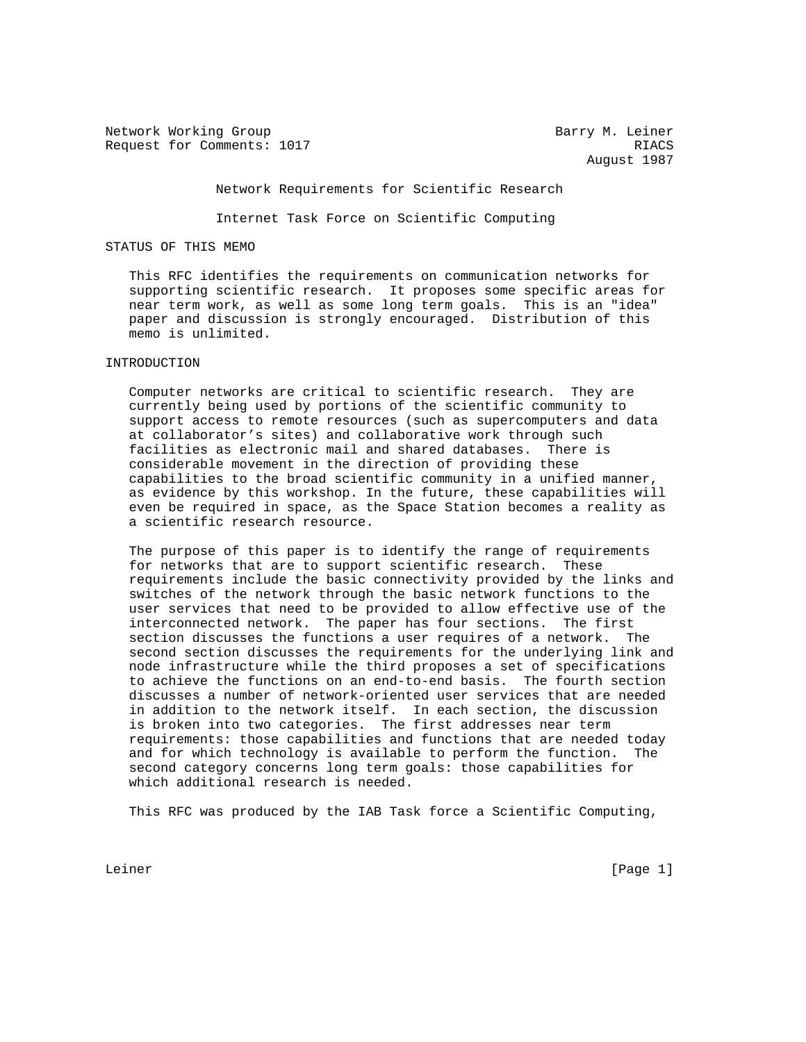Network Working Group Barry M. Leiner
Request for Comments: 1017 RIACS
August 1987

# Network Requirements for Scientific Research

## Internet Task Force on Scientific Computing

## STATUS OF THIS MEMO

This RFC identifies the requirements on communication networks for supporting scientific research. It proposes some specific areas for near term work, as well as some long term goals. This is an "idea" paper and discussion is strongly encouraged. Distribution of this memo is unlimited.

## INTRODUCTION

Computer networks are critical to scientific research. They are currently being used by portions of the scientific community to support access to remote resources (such as supercomputers and data at collaborator's sites) and collaborative work through such facilities as electronic mail and shared databases. There is considerable movement in the direction of providing these capabilities to the broad scientific community in a unified manner, as evidence by this workshop. In the future, these capabilities will even be required in space, as the Space Station becomes a reality as a scientific research resource.

The purpose of this paper is to identify the range of requirements for networks that are to support scientific research. These requirements include the basic connectivity provided by the links and switches of the network through the basic network functions to the user services that need to be provided to allow effective use of the interconnected network. The paper has four sections. The first section discusses the functions a user requires of a network. The second section discusses the requirements for the underlying link and node infrastructure while the third proposes a set of specifications to achieve the functions on an end-to-end basis. The fourth section discusses a number of network-oriented user services that are needed in addition to the network itself. In each section, the discussion is broken into two categories. The first addresses near term requirements: those capabilities and functions that are needed today and for which technology is available to perform the function. The second category concerns long term goals: those capabilities for which additional research is needed.

This RFC was produced by the IAB Task force a Scientific Computing,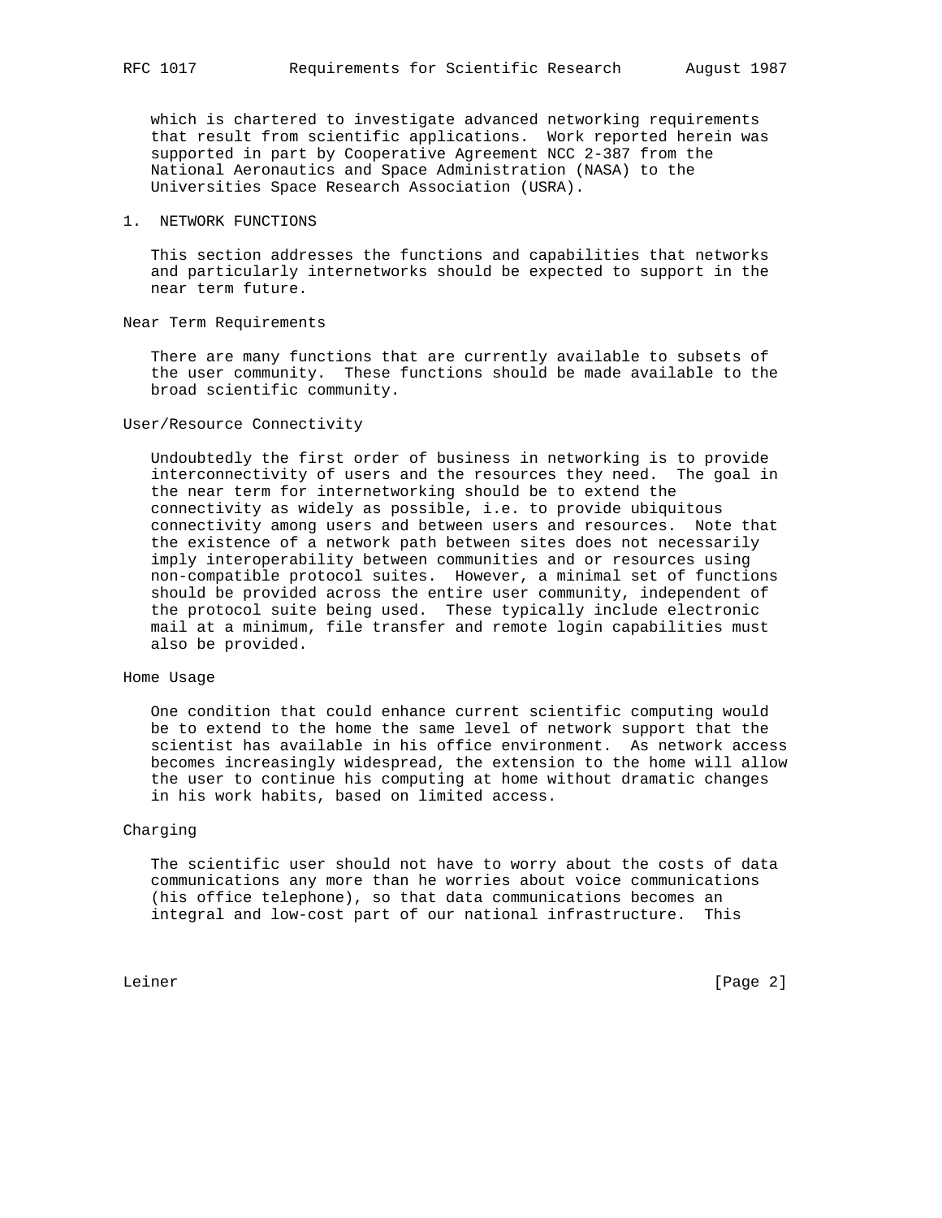which is chartered to investigate advanced networking requirements that result from scientific applications. Work reported herein was supported in part by Cooperative Agreement NCC 2-387 from the National Aeronautics and Space Administration (NASA) to the Universities Space Research Association (USRA).

## 1. NETWORK FUNCTIONS

This section addresses the functions and capabilities that networks and particularly internetworks should be expected to support in the near term future.

### Near Term Requirements

There are many functions that are currently available to subsets of the user community. These functions should be made available to the broad scientific community.

### User/Resource Connectivity

Undoubtedly the first order of business in networking is to provide interconnectivity of users and the resources they need. The goal in the near term for internetworking should be to extend the connectivity as widely as possible, i.e. to provide ubiquitous connectivity among users and between users and resources. Note that the existence of a network path between sites does not necessarily imply interoperability between communities and or resources using non-compatible protocol suites. However, a minimal set of functions should be provided across the entire user community, independent of the protocol suite being used. These typically include electronic mail at a minimum, file transfer and remote login capabilities must also be provided.

### Home Usage

One condition that could enhance current scientific computing would be to extend to the home the same level of network support that the scientist has available in his office environment. As network access becomes increasingly widespread, the extension to the home will allow the user to continue his computing at home without dramatic changes in his work habits, based on limited access.

### Charging

The scientific user should not have to worry about the costs of data communications any more than he worries about voice communications (his office telephone), so that data communications becomes an integral and low-cost part of our national infrastructure. This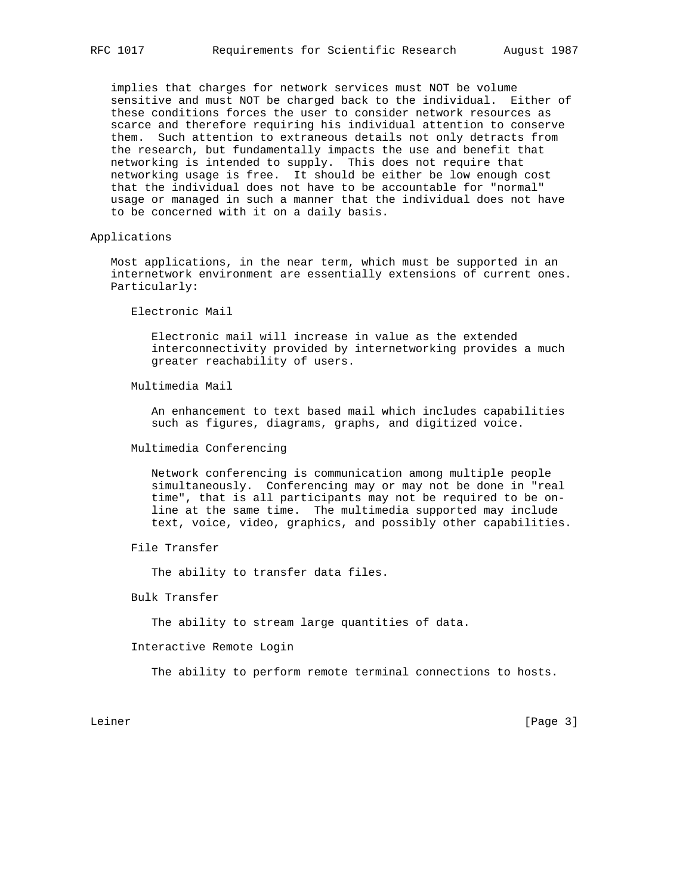implies that charges for network services must NOT be volume sensitive and must NOT be charged back to the individual. Either of these conditions forces the user to consider network resources as scarce and therefore requiring his individual attention to conserve them. Such attention to extraneous details not only detracts from the research, but fundamentally impacts the use and benefit that networking is intended to supply. This does not require that networking usage is free. It should be either be low enough cost that the individual does not have to be accountable for "normal" usage or managed in such a manner that the individual does not have to be concerned with it on a daily basis.

## Applications

Most applications, in the near term, which must be supported in an internetwork environment are essentially extensions of current ones. Particularly:

### Electronic Mail

Electronic mail will increase in value as the extended interconnectivity provided by internetworking provides a much greater reachability of users.

### Multimedia Mail

An enhancement to text based mail which includes capabilities such as figures, diagrams, graphs, and digitized voice.

### Multimedia Conferencing

Network conferencing is communication among multiple people simultaneously. Conferencing may or may not be done in "real time", that is all participants may not be required to be on-line at the same time. The multimedia supported may include text, voice, video, graphics, and possibly other capabilities.

### File Transfer

The ability to transfer data files.

### Bulk Transfer

The ability to stream large quantities of data.

### Interactive Remote Login

The ability to perform remote terminal connections to hosts.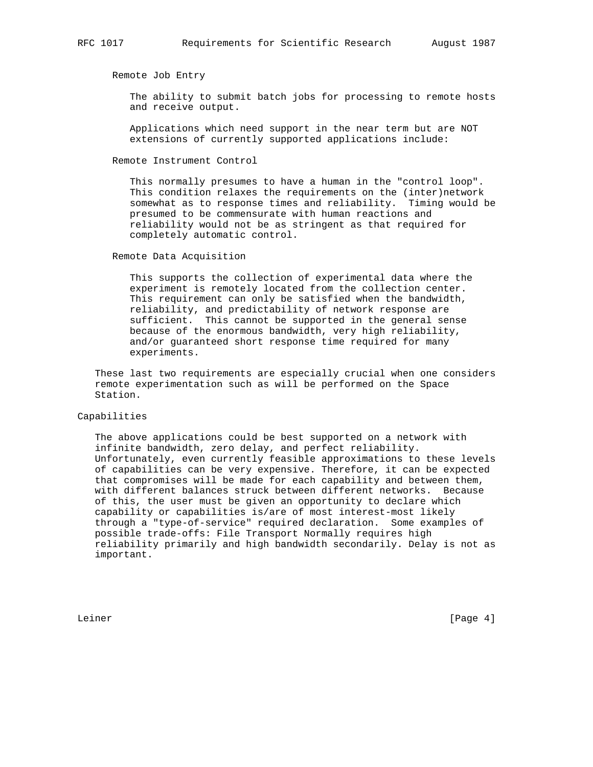Remote Job Entry

The ability to submit batch jobs for processing to remote hosts and receive output.

Applications which need support in the near term but are NOT extensions of currently supported applications include:

Remote Instrument Control

This normally presumes to have a human in the "control loop". This condition relaxes the requirements on the (inter)network somewhat as to response times and reliability. Timing would be presumed to be commensurate with human reactions and reliability would not be as stringent as that required for completely automatic control.

Remote Data Acquisition

This supports the collection of experimental data where the experiment is remotely located from the collection center. This requirement can only be satisfied when the bandwidth, reliability, and predictability of network response are sufficient. This cannot be supported in the general sense because of the enormous bandwidth, very high reliability, and/or guaranteed short response time required for many experiments.

These last two requirements are especially crucial when one considers remote experimentation such as will be performed on the Space Station.

## Capabilities

The above applications could be best supported on a network with infinite bandwidth, zero delay, and perfect reliability. Unfortunately, even currently feasible approximations to these levels of capabilities can be very expensive. Therefore, it can be expected that compromises will be made for each capability and between them, with different balances struck between different networks. Because of this, the user must be given an opportunity to declare which capability or capabilities is/are of most interest-most likely through a "type-of-service" required declaration. Some examples of possible trade-offs: File Transport Normally requires high reliability primarily and high bandwidth secondarily. Delay is not as important.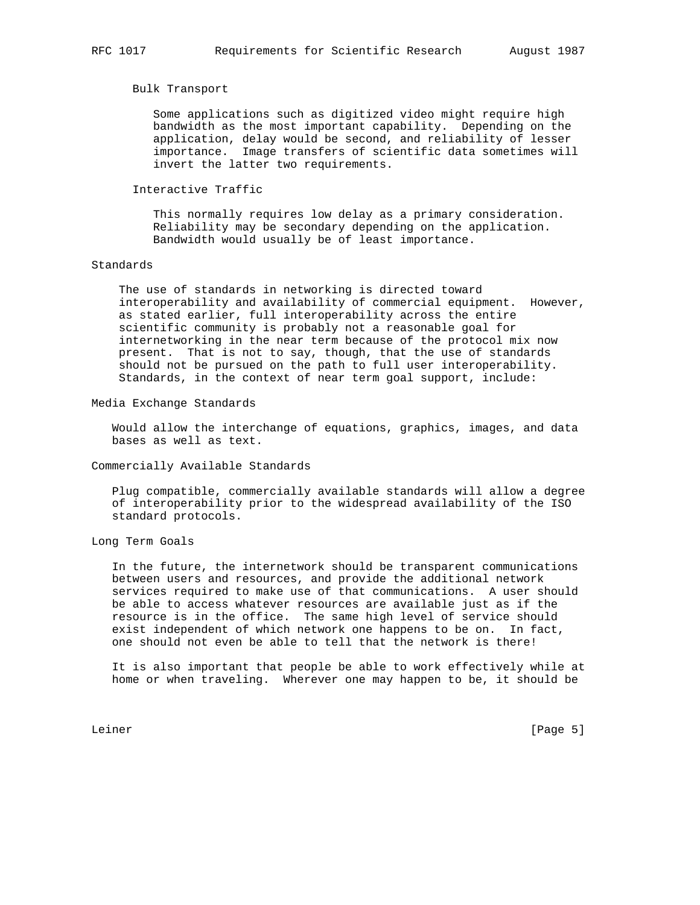#### Bulk Transport

Some applications such as digitized video might require high bandwidth as the most important capability. Depending on the application, delay would be second, and reliability of lesser importance. Image transfers of scientific data sometimes will invert the latter two requirements.

#### Interactive Traffic

This normally requires low delay as a primary consideration. Reliability may be secondary depending on the application. Bandwidth would usually be of least importance.

### Standards

The use of standards in networking is directed toward interoperability and availability of commercial equipment. However, as stated earlier, full interoperability across the entire scientific community is probably not a reasonable goal for internetworking in the near term because of the protocol mix now present. That is not to say, though, that the use of standards should not be pursued on the path to full user interoperability. Standards, in the context of near term goal support, include:

### Media Exchange Standards

Would allow the interchange of equations, graphics, images, and data bases as well as text.

### Commercially Available Standards

Plug compatible, commercially available standards will allow a degree of interoperability prior to the widespread availability of the ISO standard protocols.

### Long Term Goals

In the future, the internetwork should be transparent communications between users and resources, and provide the additional network services required to make use of that communications. A user should be able to access whatever resources are available just as if the resource is in the office. The same high level of service should exist independent of which network one happens to be on. In fact, one should not even be able to tell that the network is there!

It is also important that people be able to work effectively while at home or when traveling. Wherever one may happen to be, it should be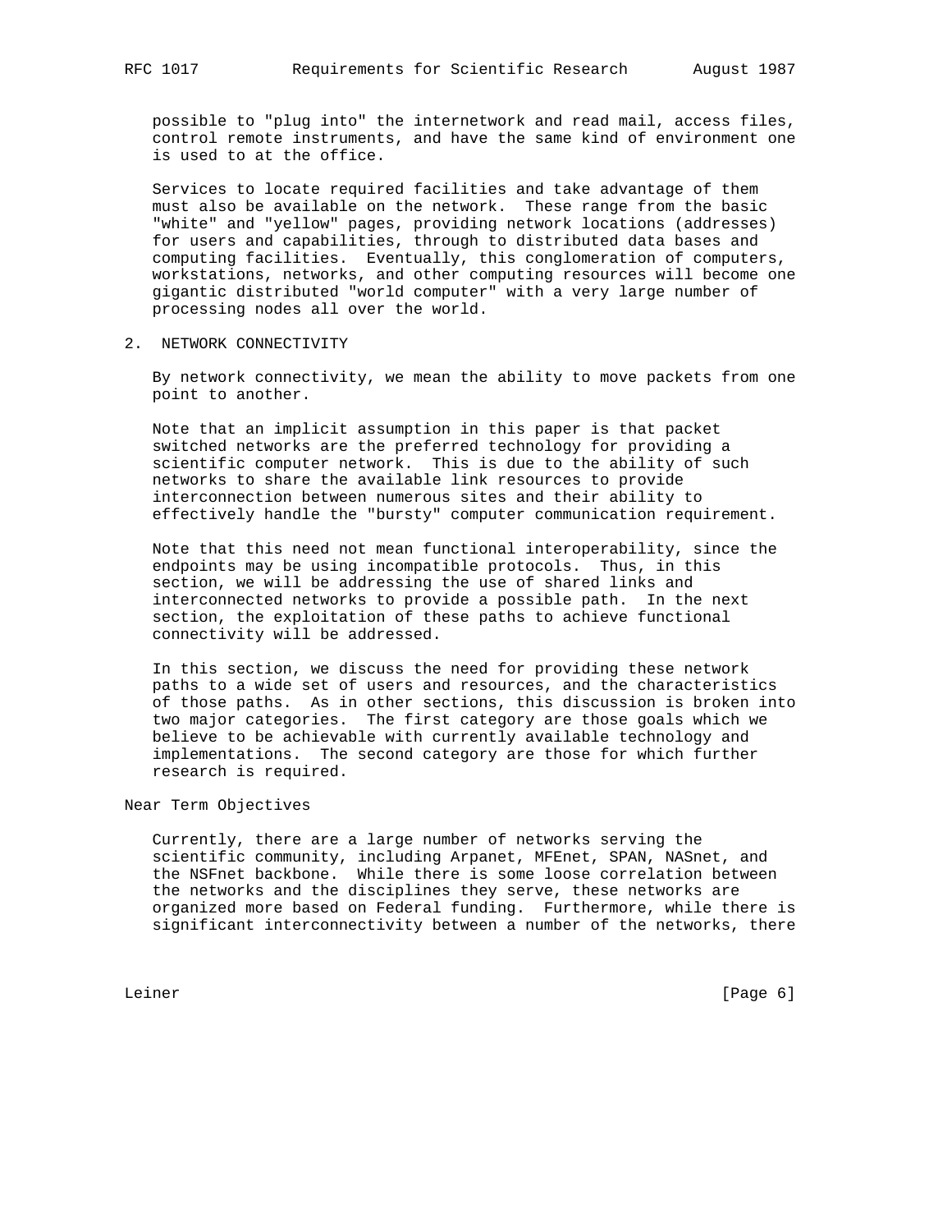possible to "plug into" the internetwork and read mail, access files, control remote instruments, and have the same kind of environment one is used to at the office.

Services to locate required facilities and take advantage of them must also be available on the network. These range from the basic "white" and "yellow" pages, providing network locations (addresses) for users and capabilities, through to distributed data bases and computing facilities. Eventually, this conglomeration of computers, workstations, networks, and other computing resources will become one gigantic distributed "world computer" with a very large number of processing nodes all over the world.

## 2. NETWORK CONNECTIVITY

By network connectivity, we mean the ability to move packets from one point to another.

Note that an implicit assumption in this paper is that packet switched networks are the preferred technology for providing a scientific computer network. This is due to the ability of such networks to share the available link resources to provide interconnection between numerous sites and their ability to effectively handle the "bursty" computer communication requirement.

Note that this need not mean functional interoperability, since the endpoints may be using incompatible protocols. Thus, in this section, we will be addressing the use of shared links and interconnected networks to provide a possible path. In the next section, the exploitation of these paths to achieve functional connectivity will be addressed.

In this section, we discuss the need for providing these network paths to a wide set of users and resources, and the characteristics of those paths. As in other sections, this discussion is broken into two major categories. The first category are those goals which we believe to be achievable with currently available technology and implementations. The second category are those for which further research is required.

### Near Term Objectives

Currently, there are a large number of networks serving the scientific community, including Arpanet, MFEnet, SPAN, NASnet, and the NSFnet backbone. While there is some loose correlation between the networks and the disciplines they serve, these networks are organized more based on Federal funding. Furthermore, while there is significant interconnectivity between a number of the networks, there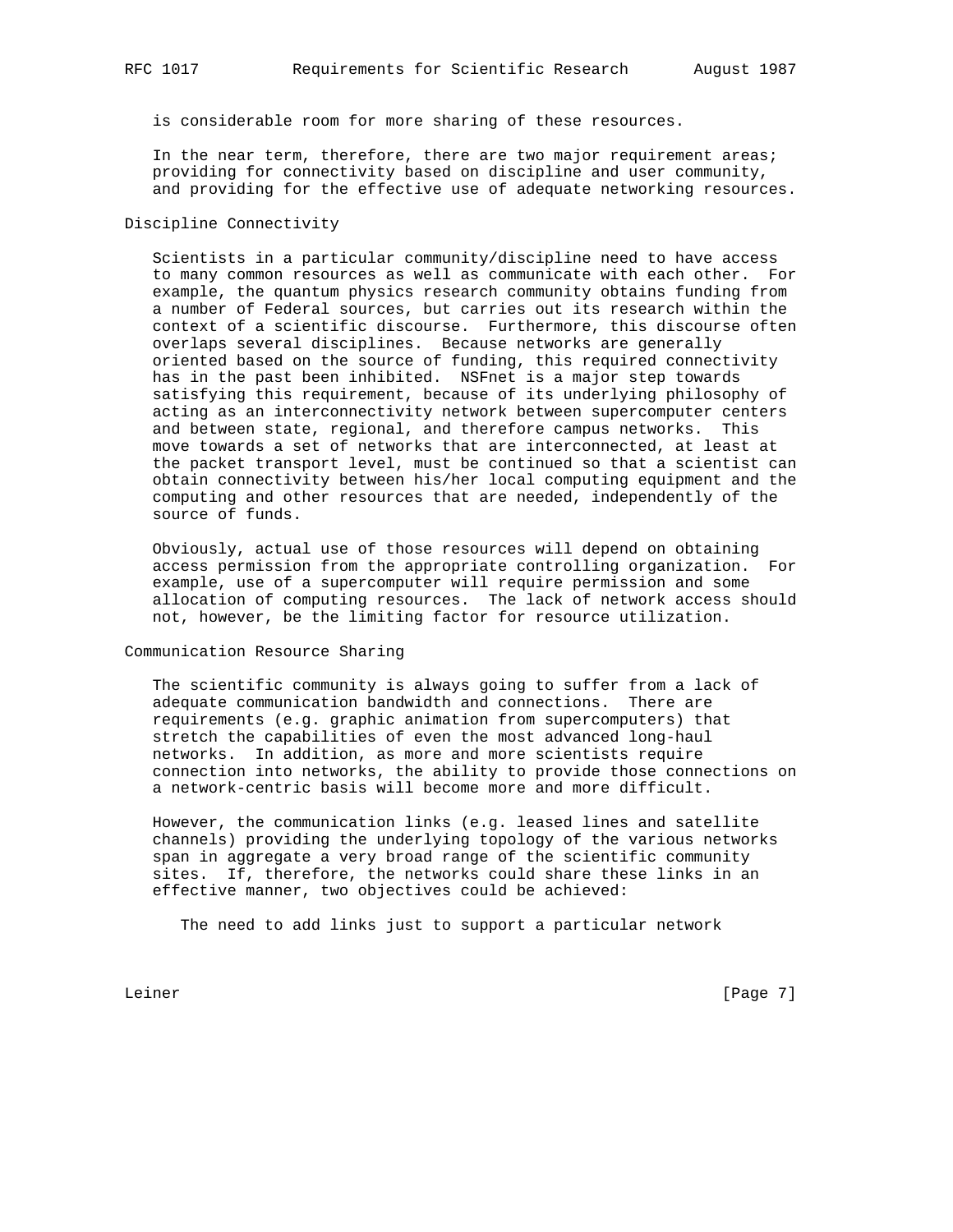is considerable room for more sharing of these resources.

In the near term, therefore, there are two major requirement areas; providing for connectivity based on discipline and user community, and providing for the effective use of adequate networking resources.

## Discipline Connectivity

Scientists in a particular community/discipline need to have access to many common resources as well as communicate with each other. For example, the quantum physics research community obtains funding from a number of Federal sources, but carries out its research within the context of a scientific discourse. Furthermore, this discourse often overlaps several disciplines. Because networks are generally oriented based on the source of funding, this required connectivity has in the past been inhibited. NSFnet is a major step towards satisfying this requirement, because of its underlying philosophy of acting as an interconnectivity network between supercomputer centers and between state, regional, and therefore campus networks. This move towards a set of networks that are interconnected, at least at the packet transport level, must be continued so that a scientist can obtain connectivity between his/her local computing equipment and the computing and other resources that are needed, independently of the source of funds.

Obviously, actual use of those resources will depend on obtaining access permission from the appropriate controlling organization. For example, use of a supercomputer will require permission and some allocation of computing resources. The lack of network access should not, however, be the limiting factor for resource utilization.

## Communication Resource Sharing

The scientific community is always going to suffer from a lack of adequate communication bandwidth and connections. There are requirements (e.g. graphic animation from supercomputers) that stretch the capabilities of even the most advanced long-haul networks. In addition, as more and more scientists require connection into networks, the ability to provide those connections on a network-centric basis will become more and more difficult.

However, the communication links (e.g. leased lines and satellite channels) providing the underlying topology of the various networks span in aggregate a very broad range of the scientific community sites. If, therefore, the networks could share these links in an effective manner, two objectives could be achieved:

The need to add links just to support a particular network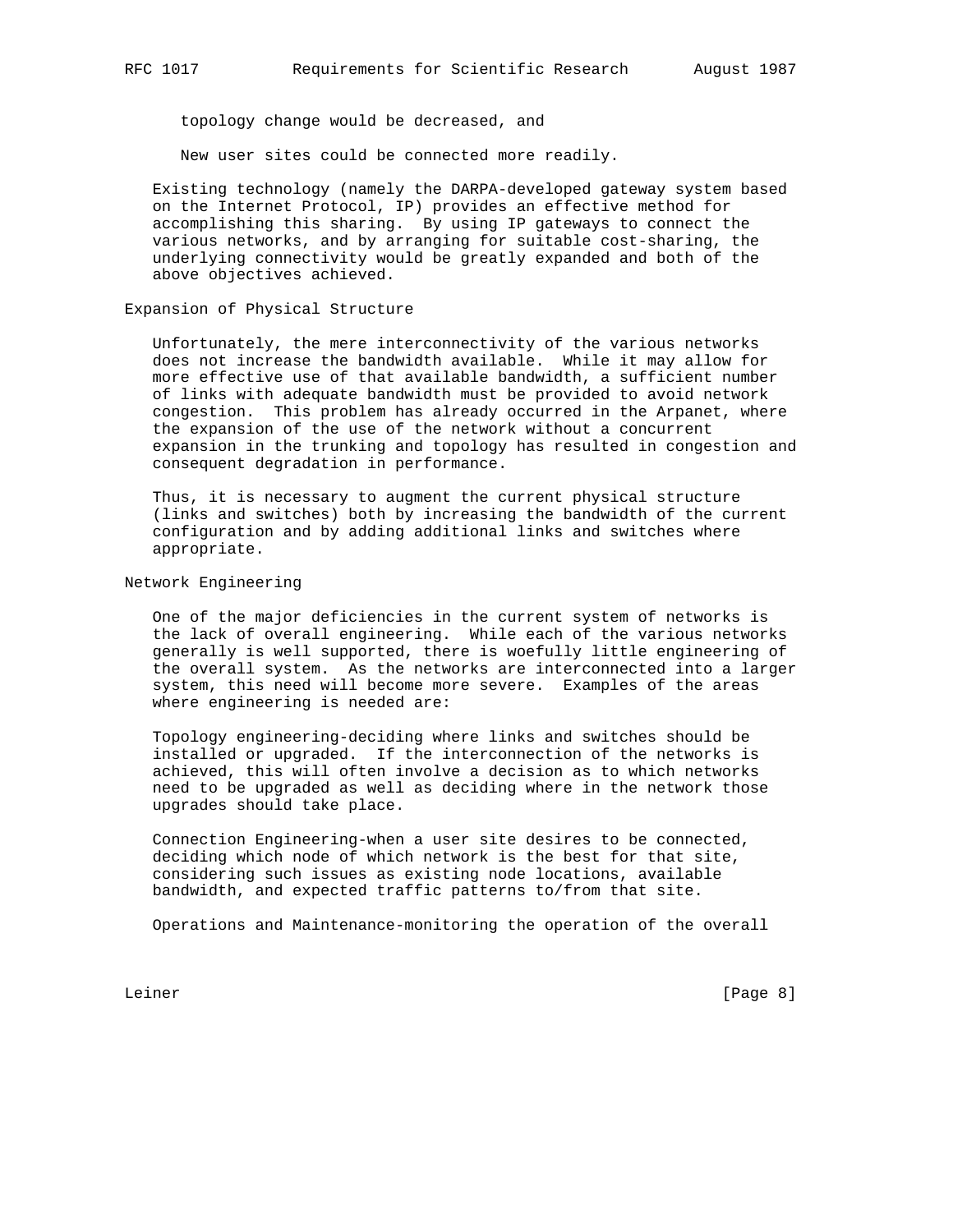topology change would be decreased, and

New user sites could be connected more readily.

Existing technology (namely the DARPA-developed gateway system based on the Internet Protocol, IP) provides an effective method for accomplishing this sharing. By using IP gateways to connect the various networks, and by arranging for suitable cost-sharing, the underlying connectivity would be greatly expanded and both of the above objectives achieved.

## Expansion of Physical Structure

Unfortunately, the mere interconnectivity of the various networks does not increase the bandwidth available. While it may allow for more effective use of that available bandwidth, a sufficient number of links with adequate bandwidth must be provided to avoid network congestion. This problem has already occurred in the Arpanet, where the expansion of the use of the network without a concurrent expansion in the trunking and topology has resulted in congestion and consequent degradation in performance.

Thus, it is necessary to augment the current physical structure (links and switches) both by increasing the bandwidth of the current configuration and by adding additional links and switches where appropriate.

## Network Engineering

One of the major deficiencies in the current system of networks is the lack of overall engineering. While each of the various networks generally is well supported, there is woefully little engineering of the overall system. As the networks are interconnected into a larger system, this need will become more severe. Examples of the areas where engineering is needed are:

Topology engineering-deciding where links and switches should be installed or upgraded. If the interconnection of the networks is achieved, this will often involve a decision as to which networks need to be upgraded as well as deciding where in the network those upgrades should take place.

Connection Engineering-when a user site desires to be connected, deciding which node of which network is the best for that site, considering such issues as existing node locations, available bandwidth, and expected traffic patterns to/from that site.

Operations and Maintenance-monitoring the operation of the overall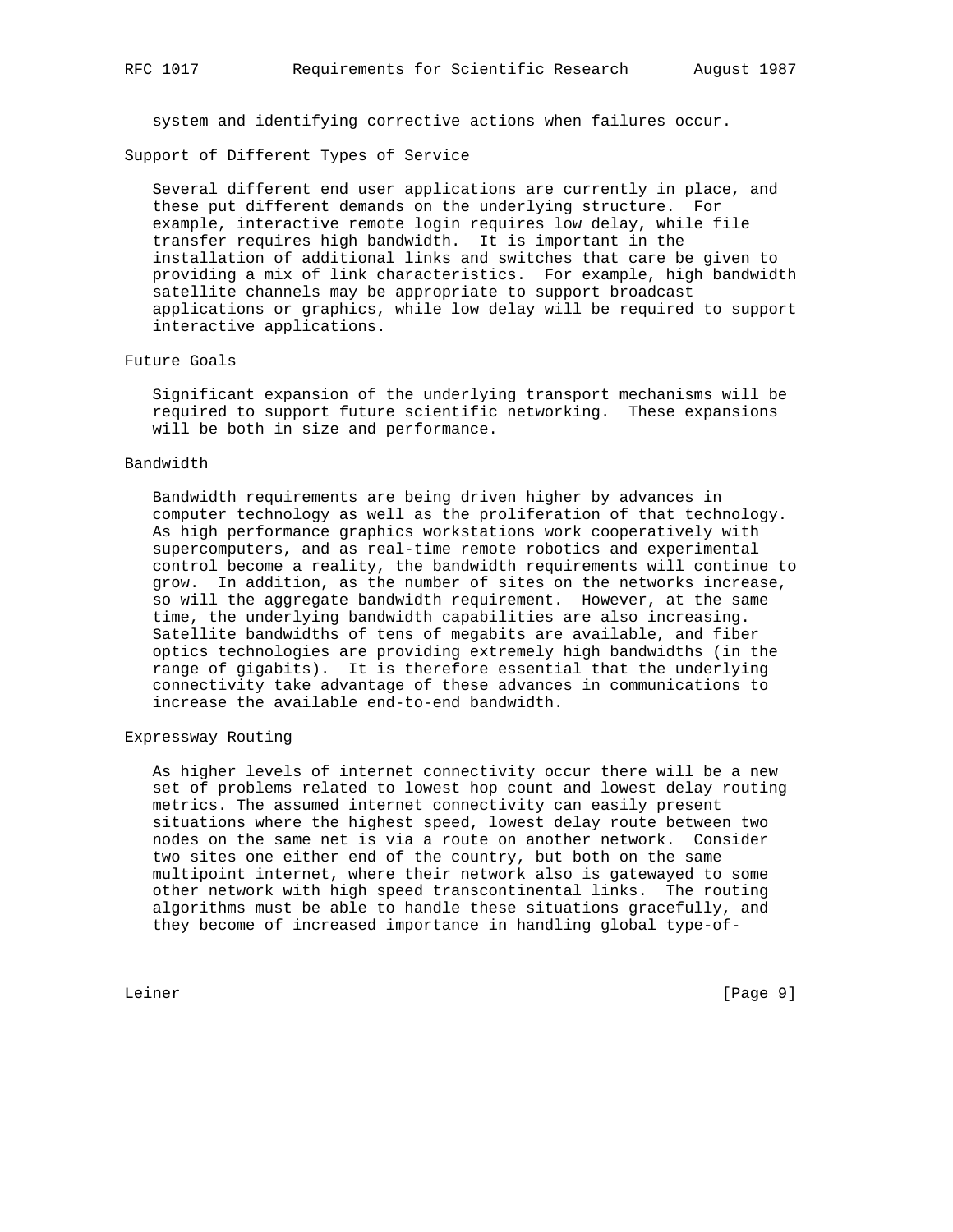system and identifying corrective actions when failures occur.

### Support of Different Types of Service

Several different end user applications are currently in place, and these put different demands on the underlying structure. For example, interactive remote login requires low delay, while file transfer requires high bandwidth. It is important in the installation of additional links and switches that care be given to providing a mix of link characteristics. For example, high bandwidth satellite channels may be appropriate to support broadcast applications or graphics, while low delay will be required to support interactive applications.

### Future Goals

Significant expansion of the underlying transport mechanisms will be required to support future scientific networking. These expansions will be both in size and performance.

### Bandwidth

Bandwidth requirements are being driven higher by advances in computer technology as well as the proliferation of that technology. As high performance graphics workstations work cooperatively with supercomputers, and as real-time remote robotics and experimental control become a reality, the bandwidth requirements will continue to grow. In addition, as the number of sites on the networks increase, so will the aggregate bandwidth requirement. However, at the same time, the underlying bandwidth capabilities are also increasing. Satellite bandwidths of tens of megabits are available, and fiber optics technologies are providing extremely high bandwidths (in the range of gigabits). It is therefore essential that the underlying connectivity take advantage of these advances in communications to increase the available end-to-end bandwidth.

### Expressway Routing

As higher levels of internet connectivity occur there will be a new set of problems related to lowest hop count and lowest delay routing metrics. The assumed internet connectivity can easily present situations where the highest speed, lowest delay route between two nodes on the same net is via a route on another network. Consider two sites one either end of the country, but both on the same multipoint internet, where their network also is gatewayed to some other network with high speed transcontinental links. The routing algorithms must be able to handle these situations gracefully, and they become of increased importance in handling global type-of-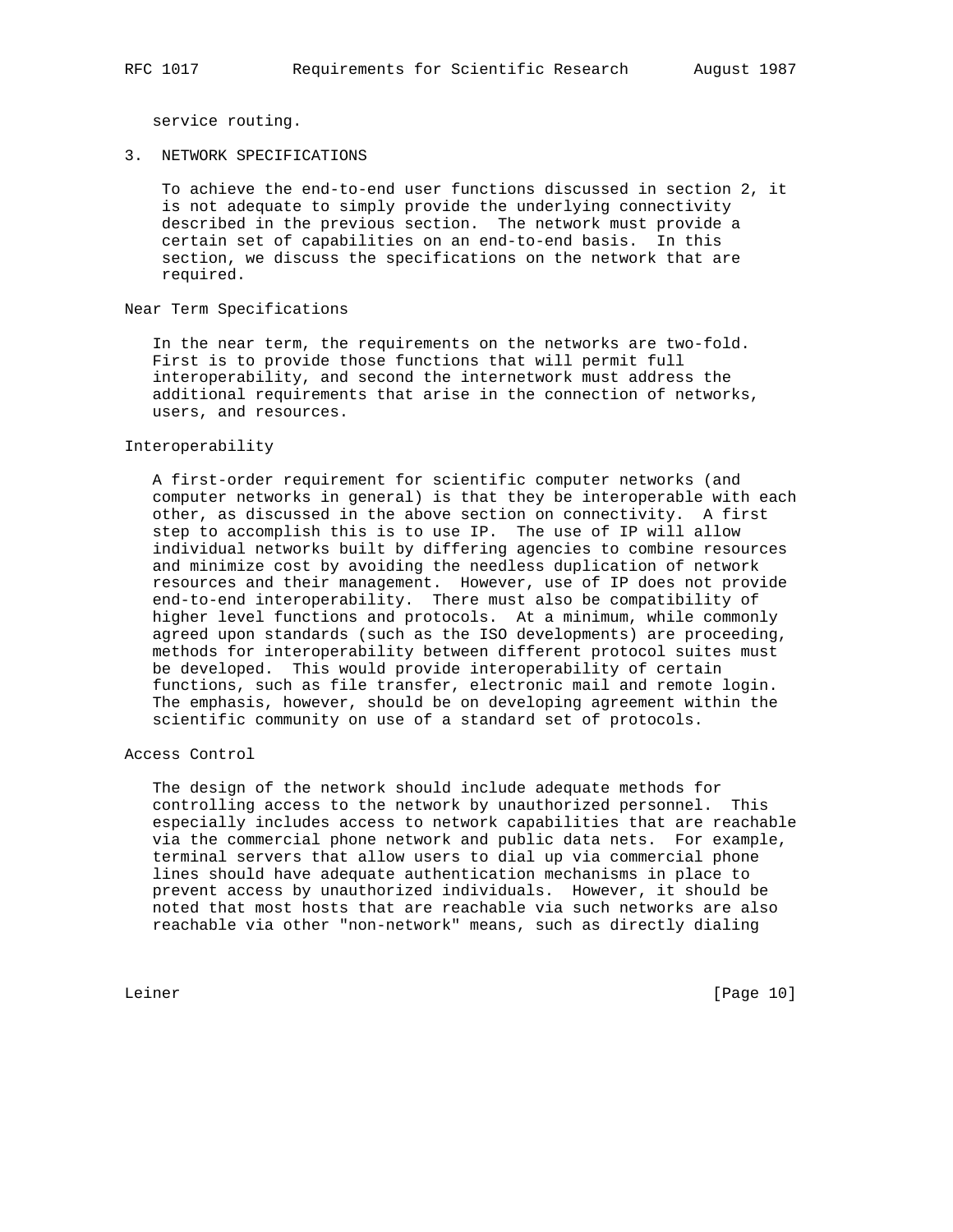service routing.

## 3. NETWORK SPECIFICATIONS

To achieve the end-to-end user functions discussed in section 2, it is not adequate to simply provide the underlying connectivity described in the previous section. The network must provide a certain set of capabilities on an end-to-end basis. In this section, we discuss the specifications on the network that are required.

### Near Term Specifications

In the near term, the requirements on the networks are two-fold. First is to provide those functions that will permit full interoperability, and second the internetwork must address the additional requirements that arise in the connection of networks, users, and resources.

### Interoperability

A first-order requirement for scientific computer networks (and computer networks in general) is that they be interoperable with each other, as discussed in the above section on connectivity. A first step to accomplish this is to use IP. The use of IP will allow individual networks built by differing agencies to combine resources and minimize cost by avoiding the needless duplication of network resources and their management. However, use of IP does not provide end-to-end interoperability. There must also be compatibility of higher level functions and protocols. At a minimum, while commonly agreed upon standards (such as the ISO developments) are proceeding, methods for interoperability between different protocol suites must be developed. This would provide interoperability of certain functions, such as file transfer, electronic mail and remote login. The emphasis, however, should be on developing agreement within the scientific community on use of a standard set of protocols.

### Access Control

The design of the network should include adequate methods for controlling access to the network by unauthorized personnel. This especially includes access to network capabilities that are reachable via the commercial phone network and public data nets. For example, terminal servers that allow users to dial up via commercial phone lines should have adequate authentication mechanisms in place to prevent access by unauthorized individuals. However, it should be noted that most hosts that are reachable via such networks are also reachable via other "non-network" means, such as directly dialing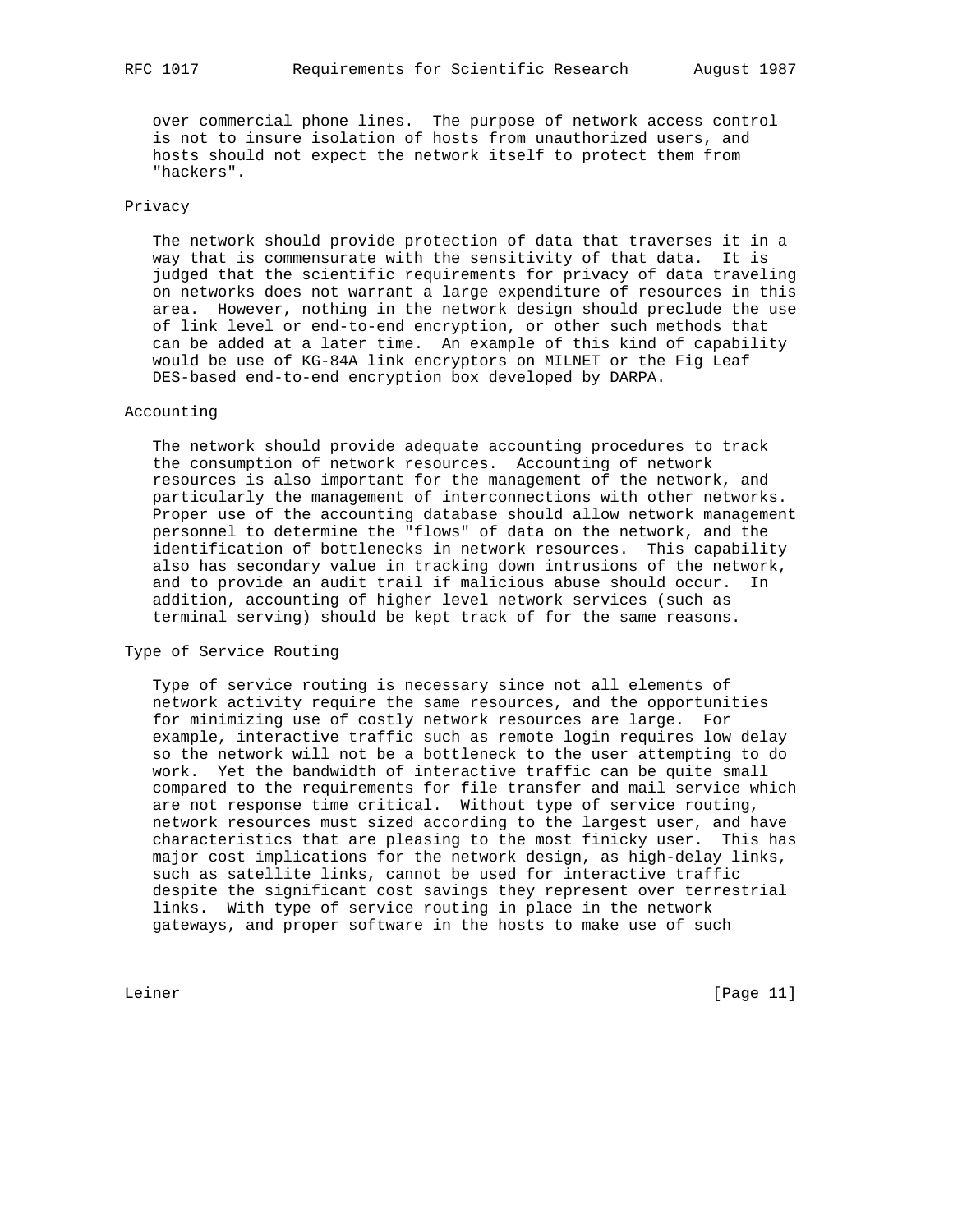over commercial phone lines. The purpose of network access control is not to insure isolation of hosts from unauthorized users, and hosts should not expect the network itself to protect them from "hackers".

## Privacy

The network should provide protection of data that traverses it in a way that is commensurate with the sensitivity of that data. It is judged that the scientific requirements for privacy of data traveling on networks does not warrant a large expenditure of resources in this area. However, nothing in the network design should preclude the use of link level or end-to-end encryption, or other such methods that can be added at a later time. An example of this kind of capability would be use of KG-84A link encryptors on MILNET or the Fig Leaf DES-based end-to-end encryption box developed by DARPA.

## Accounting

The network should provide adequate accounting procedures to track the consumption of network resources. Accounting of network resources is also important for the management of the network, and particularly the management of interconnections with other networks. Proper use of the accounting database should allow network management personnel to determine the "flows" of data on the network, and the identification of bottlenecks in network resources. This capability also has secondary value in tracking down intrusions of the network, and to provide an audit trail if malicious abuse should occur. In addition, accounting of higher level network services (such as terminal serving) should be kept track of for the same reasons.

## Type of Service Routing

Type of service routing is necessary since not all elements of network activity require the same resources, and the opportunities for minimizing use of costly network resources are large. For example, interactive traffic such as remote login requires low delay so the network will not be a bottleneck to the user attempting to do work. Yet the bandwidth of interactive traffic can be quite small compared to the requirements for file transfer and mail service which are not response time critical. Without type of service routing, network resources must sized according to the largest user, and have characteristics that are pleasing to the most finicky user. This has major cost implications for the network design, as high-delay links, such as satellite links, cannot be used for interactive traffic despite the significant cost savings they represent over terrestrial links. With type of service routing in place in the network gateways, and proper software in the hosts to make use of such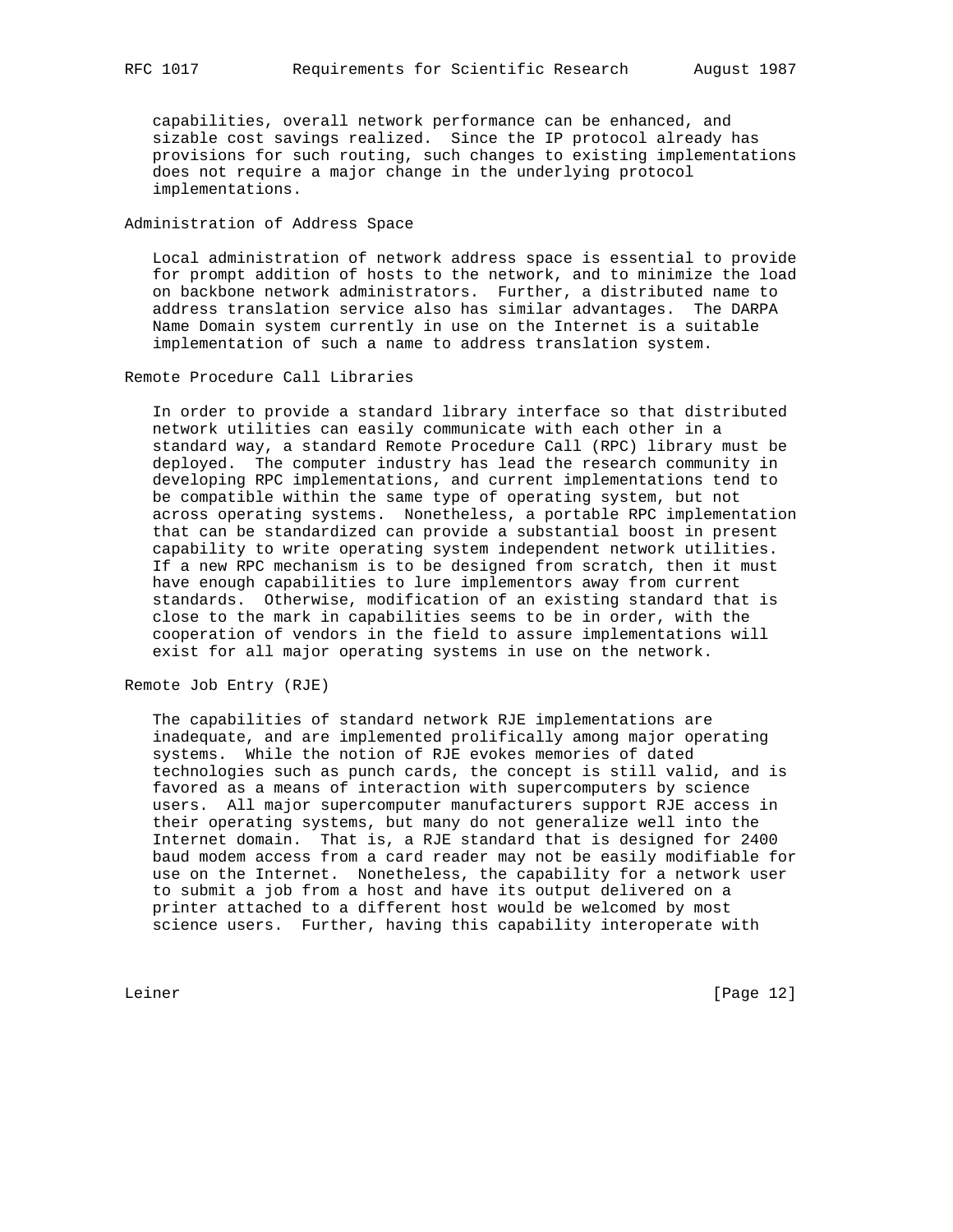capabilities, overall network performance can be enhanced, and sizable cost savings realized. Since the IP protocol already has provisions for such routing, such changes to existing implementations does not require a major change in the underlying protocol implementations.

### Administration of Address Space

Local administration of network address space is essential to provide for prompt addition of hosts to the network, and to minimize the load on backbone network administrators. Further, a distributed name to address translation service also has similar advantages. The DARPA Name Domain system currently in use on the Internet is a suitable implementation of such a name to address translation system.

### Remote Procedure Call Libraries

In order to provide a standard library interface so that distributed network utilities can easily communicate with each other in a standard way, a standard Remote Procedure Call (RPC) library must be deployed. The computer industry has lead the research community in developing RPC implementations, and current implementations tend to be compatible within the same type of operating system, but not across operating systems. Nonetheless, a portable RPC implementation that can be standardized can provide a substantial boost in present capability to write operating system independent network utilities. If a new RPC mechanism is to be designed from scratch, then it must have enough capabilities to lure implementors away from current standards. Otherwise, modification of an existing standard that is close to the mark in capabilities seems to be in order, with the cooperation of vendors in the field to assure implementations will exist for all major operating systems in use on the network.

### Remote Job Entry (RJE)

The capabilities of standard network RJE implementations are inadequate, and are implemented prolifically among major operating systems. While the notion of RJE evokes memories of dated technologies such as punch cards, the concept is still valid, and is favored as a means of interaction with supercomputers by science users. All major supercomputer manufacturers support RJE access in their operating systems, but many do not generalize well into the Internet domain. That is, a RJE standard that is designed for 2400 baud modem access from a card reader may not be easily modifiable for use on the Internet. Nonetheless, the capability for a network user to submit a job from a host and have its output delivered on a printer attached to a different host would be welcomed by most science users. Further, having this capability interoperate with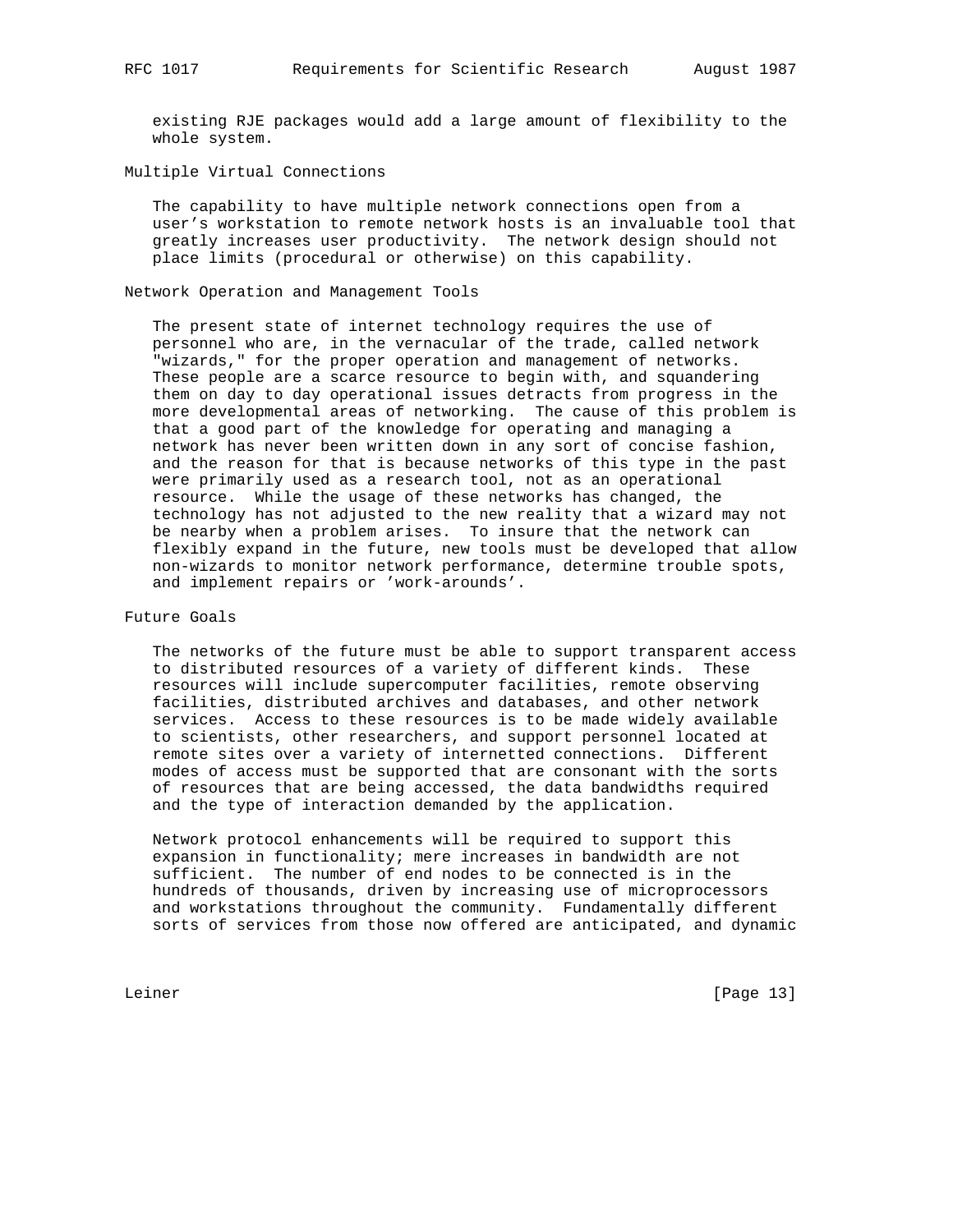existing RJE packages would add a large amount of flexibility to the whole system.

### Multiple Virtual Connections

The capability to have multiple network connections open from a user's workstation to remote network hosts is an invaluable tool that greatly increases user productivity. The network design should not place limits (procedural or otherwise) on this capability.

### Network Operation and Management Tools

The present state of internet technology requires the use of personnel who are, in the vernacular of the trade, called network "wizards," for the proper operation and management of networks. These people are a scarce resource to begin with, and squandering them on day to day operational issues detracts from progress in the more developmental areas of networking. The cause of this problem is that a good part of the knowledge for operating and managing a network has never been written down in any sort of concise fashion, and the reason for that is because networks of this type in the past were primarily used as a research tool, not as an operational resource. While the usage of these networks has changed, the technology has not adjusted to the new reality that a wizard may not be nearby when a problem arises. To insure that the network can flexibly expand in the future, new tools must be developed that allow non-wizards to monitor network performance, determine trouble spots, and implement repairs or 'work-arounds'.

## Future Goals

The networks of the future must be able to support transparent access to distributed resources of a variety of different kinds. These resources will include supercomputer facilities, remote observing facilities, distributed archives and databases, and other network services. Access to these resources is to be made widely available to scientists, other researchers, and support personnel located at remote sites over a variety of internetted connections. Different modes of access must be supported that are consonant with the sorts of resources that are being accessed, the data bandwidths required and the type of interaction demanded by the application.

Network protocol enhancements will be required to support this expansion in functionality; mere increases in bandwidth are not sufficient. The number of end nodes to be connected is in the hundreds of thousands, driven by increasing use of microprocessors and workstations throughout the community. Fundamentally different sorts of services from those now offered are anticipated, and dynamic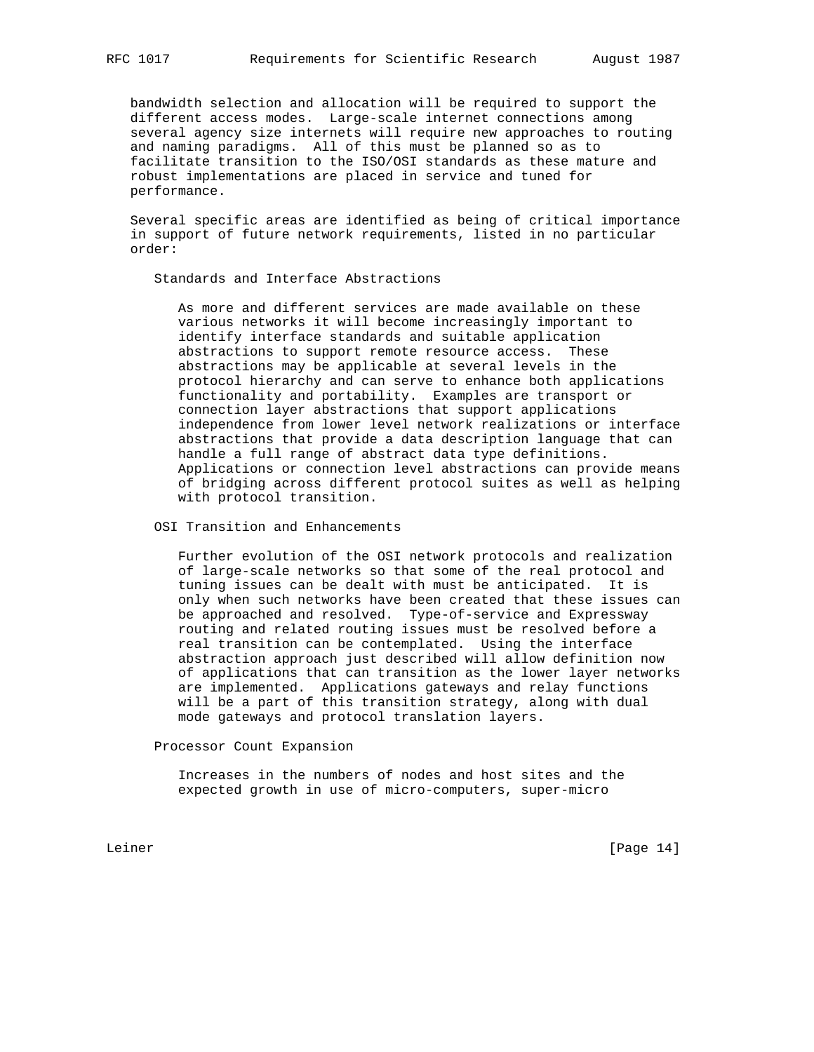bandwidth selection and allocation will be required to support the different access modes. Large-scale internet connections among several agency size internets will require new approaches to routing and naming paradigms. All of this must be planned so as to facilitate transition to the ISO/OSI standards as these mature and robust implementations are placed in service and tuned for performance.

Several specific areas are identified as being of critical importance in support of future network requirements, listed in no particular order:

### Standards and Interface Abstractions

As more and different services are made available on these various networks it will become increasingly important to identify interface standards and suitable application abstractions to support remote resource access. These abstractions may be applicable at several levels in the protocol hierarchy and can serve to enhance both applications functionality and portability. Examples are transport or connection layer abstractions that support applications independence from lower level network realizations or interface abstractions that provide a data description language that can handle a full range of abstract data type definitions. Applications or connection level abstractions can provide means of bridging across different protocol suites as well as helping with protocol transition.

### OSI Transition and Enhancements

Further evolution of the OSI network protocols and realization of large-scale networks so that some of the real protocol and tuning issues can be dealt with must be anticipated. It is only when such networks have been created that these issues can be approached and resolved. Type-of-service and Expressway routing and related routing issues must be resolved before a real transition can be contemplated. Using the interface abstraction approach just described will allow definition now of applications that can transition as the lower layer networks are implemented. Applications gateways and relay functions will be a part of this transition strategy, along with dual mode gateways and protocol translation layers.

### Processor Count Expansion

Increases in the numbers of nodes and host sites and the expected growth in use of micro-computers, super-micro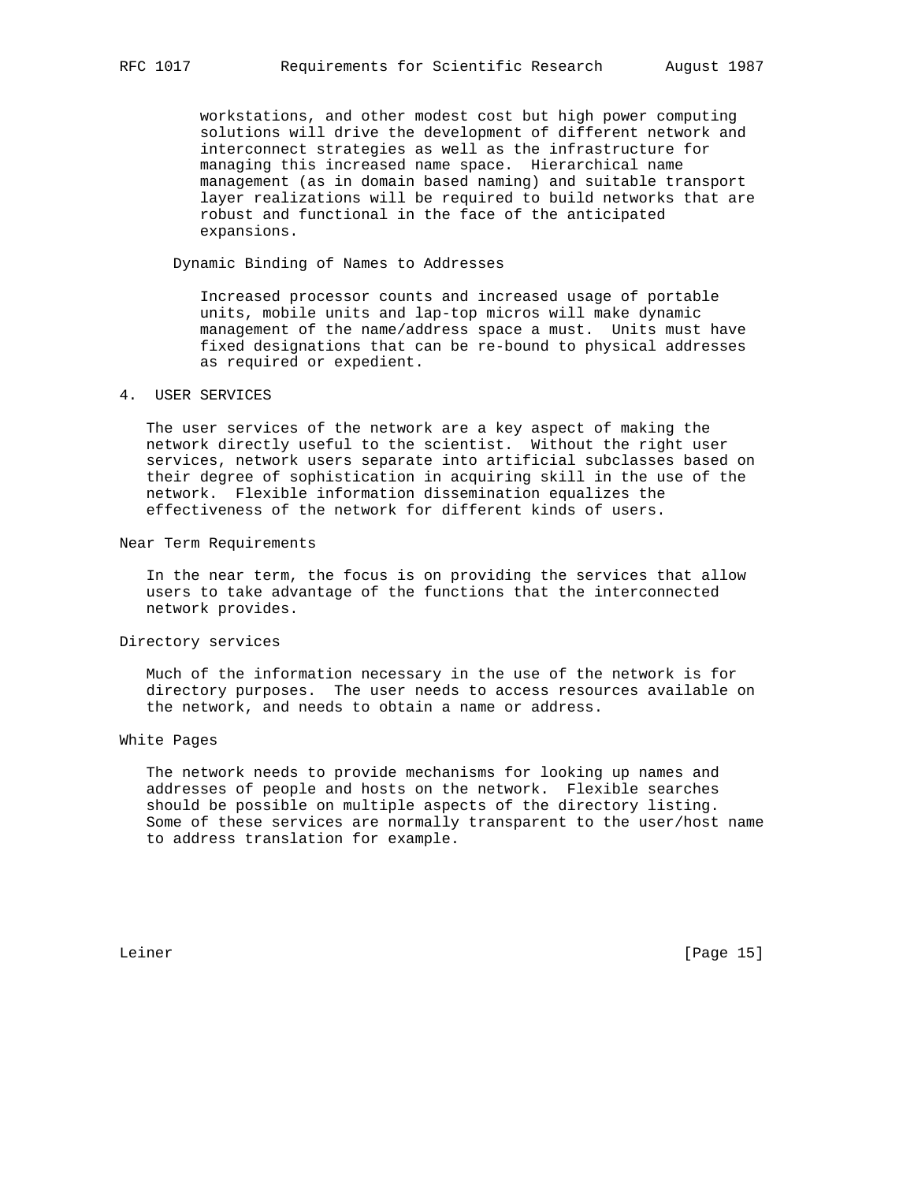workstations, and other modest cost but high power computing solutions will drive the development of different network and interconnect strategies as well as the infrastructure for managing this increased name space. Hierarchical name management (as in domain based naming) and suitable transport layer realizations will be required to build networks that are robust and functional in the face of the anticipated expansions.

### Dynamic Binding of Names to Addresses

Increased processor counts and increased usage of portable units, mobile units and lap-top micros will make dynamic management of the name/address space a must. Units must have fixed designations that can be re-bound to physical addresses as required or expedient.

## 4. USER SERVICES

The user services of the network are a key aspect of making the network directly useful to the scientist. Without the right user services, network users separate into artificial subclasses based on their degree of sophistication in acquiring skill in the use of the network. Flexible information dissemination equalizes the effectiveness of the network for different kinds of users.

### Near Term Requirements

In the near term, the focus is on providing the services that allow users to take advantage of the functions that the interconnected network provides.

### Directory services

Much of the information necessary in the use of the network is for directory purposes. The user needs to access resources available on the network, and needs to obtain a name or address.

### White Pages

The network needs to provide mechanisms for looking up names and addresses of people and hosts on the network. Flexible searches should be possible on multiple aspects of the directory listing. Some of these services are normally transparent to the user/host name to address translation for example.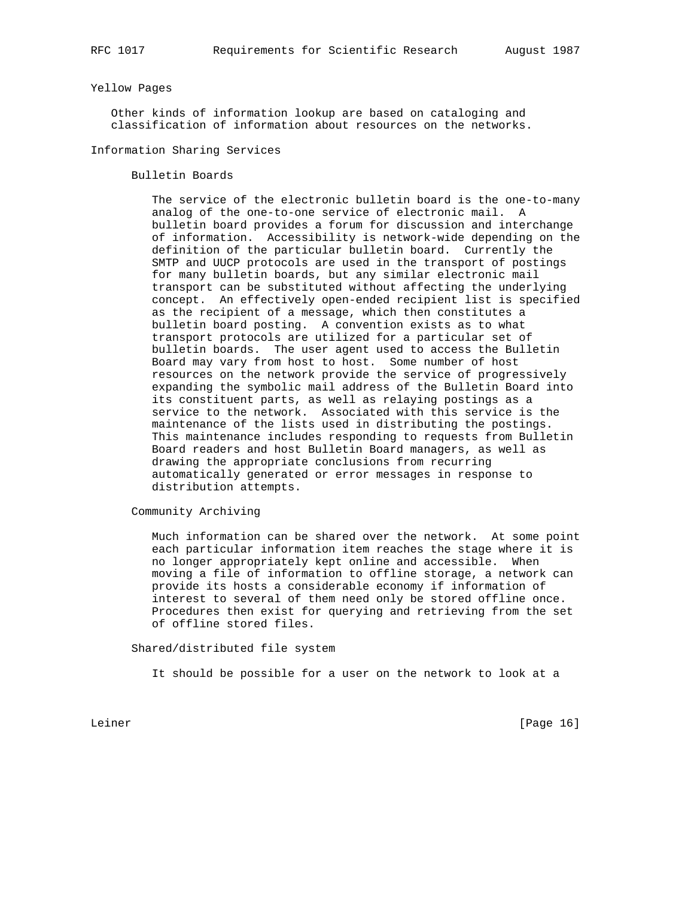### Yellow Pages

Other kinds of information lookup are based on cataloging and classification of information about resources on the networks.

## Information Sharing Services

### Bulletin Boards

The service of the electronic bulletin board is the one-to-many analog of the one-to-one service of electronic mail. A bulletin board provides a forum for discussion and interchange of information. Accessibility is network-wide depending on the definition of the particular bulletin board. Currently the SMTP and UUCP protocols are used in the transport of postings for many bulletin boards, but any similar electronic mail transport can be substituted without affecting the underlying concept. An effectively open-ended recipient list is specified as the recipient of a message, which then constitutes a bulletin board posting. A convention exists as to what transport protocols are utilized for a particular set of bulletin boards. The user agent used to access the Bulletin Board may vary from host to host. Some number of host resources on the network provide the service of progressively expanding the symbolic mail address of the Bulletin Board into its constituent parts, as well as relaying postings as a service to the network. Associated with this service is the maintenance of the lists used in distributing the postings. This maintenance includes responding to requests from Bulletin Board readers and host Bulletin Board managers, as well as drawing the appropriate conclusions from recurring automatically generated or error messages in response to distribution attempts.

### Community Archiving

Much information can be shared over the network. At some point each particular information item reaches the stage where it is no longer appropriately kept online and accessible. When moving a file of information to offline storage, a network can provide its hosts a considerable economy if information of interest to several of them need only be stored offline once. Procedures then exist for querying and retrieving from the set of offline stored files.

### Shared/distributed file system

It should be possible for a user on the network to look at a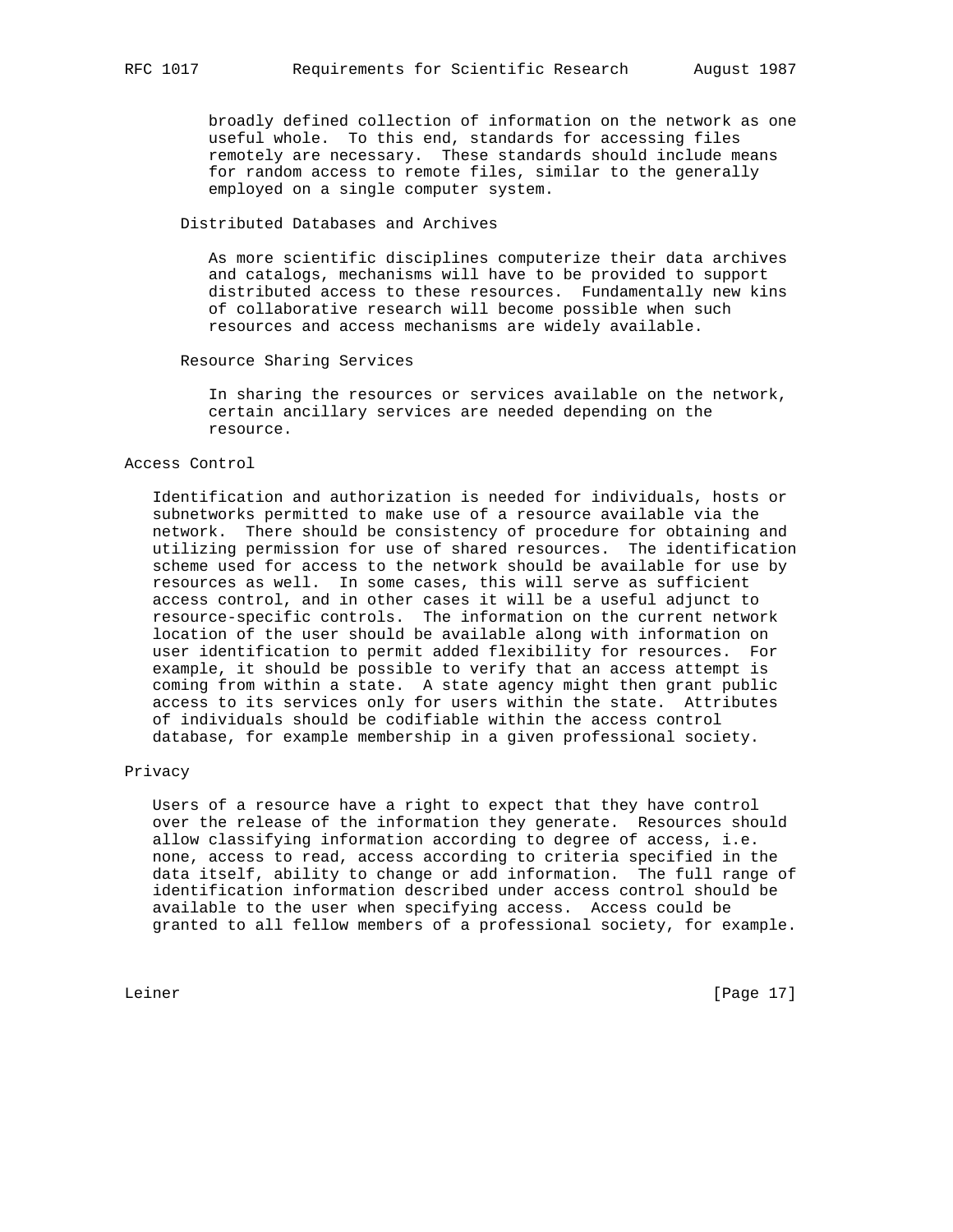broadly defined collection of information on the network as one useful whole. To this end, standards for accessing files remotely are necessary. These standards should include means for random access to remote files, similar to the generally employed on a single computer system.

### Distributed Databases and Archives

As more scientific disciplines computerize their data archives and catalogs, mechanisms will have to be provided to support distributed access to these resources. Fundamentally new kins of collaborative research will become possible when such resources and access mechanisms are widely available.

### Resource Sharing Services

In sharing the resources or services available on the network, certain ancillary services are needed depending on the resource.

## Access Control

Identification and authorization is needed for individuals, hosts or subnetworks permitted to make use of a resource available via the network. There should be consistency of procedure for obtaining and utilizing permission for use of shared resources. The identification scheme used for access to the network should be available for use by resources as well. In some cases, this will serve as sufficient access control, and in other cases it will be a useful adjunct to resource-specific controls. The information on the current network location of the user should be available along with information on user identification to permit added flexibility for resources. For example, it should be possible to verify that an access attempt is coming from within a state. A state agency might then grant public access to its services only for users within the state. Attributes of individuals should be codifiable within the access control database, for example membership in a given professional society.

## Privacy

Users of a resource have a right to expect that they have control over the release of the information they generate. Resources should allow classifying information according to degree of access, i.e. none, access to read, access according to criteria specified in the data itself, ability to change or add information. The full range of identification information described under access control should be available to the user when specifying access. Access could be granted to all fellow members of a professional society, for example.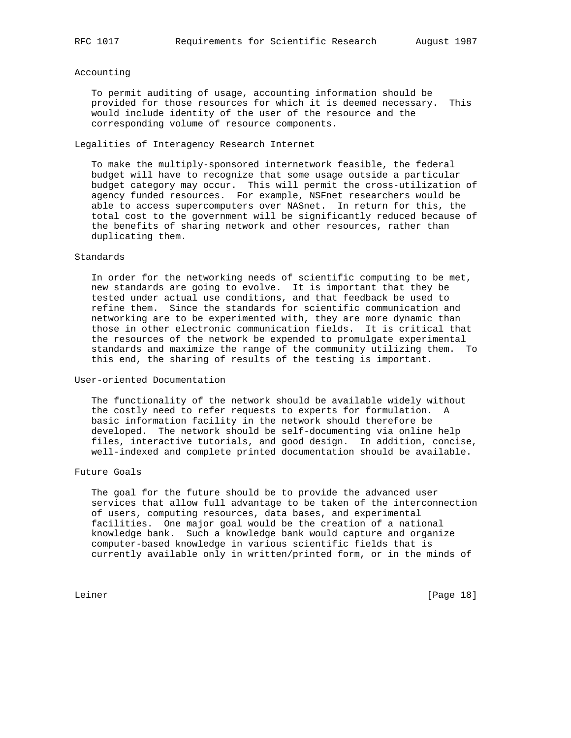## Accounting

To permit auditing of usage, accounting information should be provided for those resources for which it is deemed necessary. This would include identity of the user of the resource and the corresponding volume of resource components.

## Legalities of Interagency Research Internet

To make the multiply-sponsored internetwork feasible, the federal budget will have to recognize that some usage outside a particular budget category may occur. This will permit the cross-utilization of agency funded resources. For example, NSFnet researchers would be able to access supercomputers over NASnet. In return for this, the total cost to the government will be significantly reduced because of the benefits of sharing network and other resources, rather than duplicating them.

## Standards

In order for the networking needs of scientific computing to be met, new standards are going to evolve. It is important that they be tested under actual use conditions, and that feedback be used to refine them. Since the standards for scientific communication and networking are to be experimented with, they are more dynamic than those in other electronic communication fields. It is critical that the resources of the network be expended to promulgate experimental standards and maximize the range of the community utilizing them. To this end, the sharing of results of the testing is important.

## User-oriented Documentation

The functionality of the network should be available widely without the costly need to refer requests to experts for formulation. A basic information facility in the network should therefore be developed. The network should be self-documenting via online help files, interactive tutorials, and good design. In addition, concise, well-indexed and complete printed documentation should be available.

## Future Goals

The goal for the future should be to provide the advanced user services that allow full advantage to be taken of the interconnection of users, computing resources, data bases, and experimental facilities. One major goal would be the creation of a national knowledge bank. Such a knowledge bank would capture and organize computer-based knowledge in various scientific fields that is currently available only in written/printed form, or in the minds of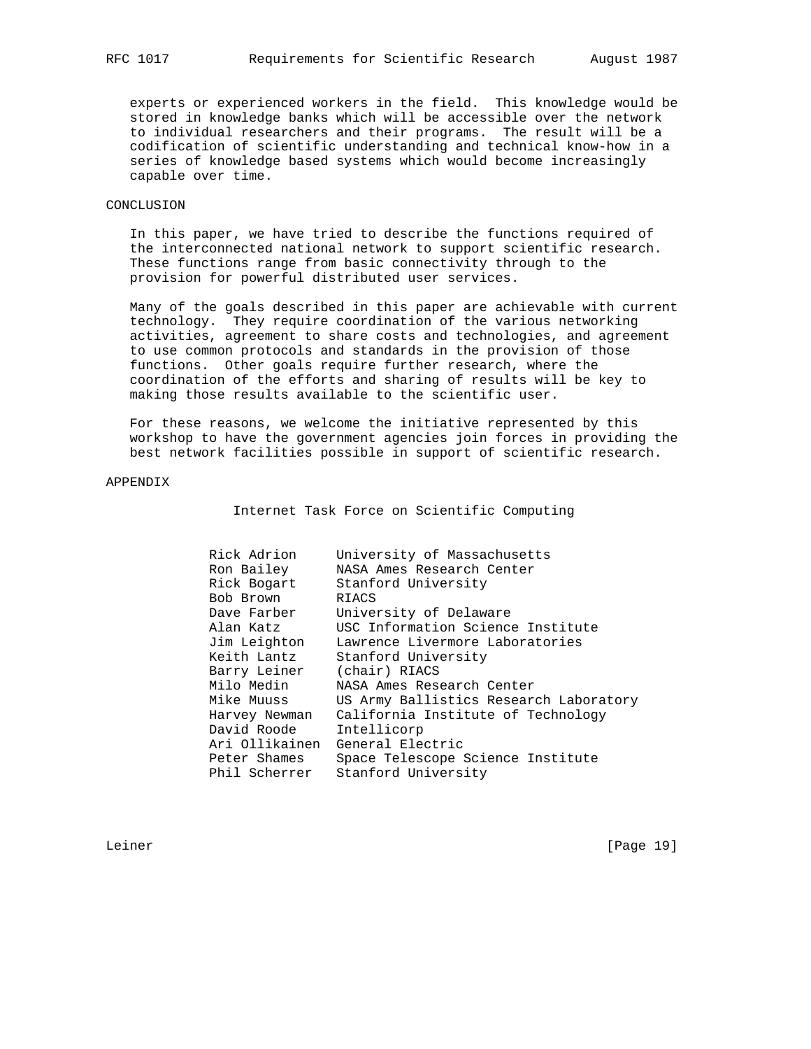experts or experienced workers in the field. This knowledge would be stored in knowledge banks which will be accessible over the network to individual researchers and their programs. The result will be a codification of scientific understanding and technical know-how in a series of knowledge based systems which would become increasingly capable over time.

## CONCLUSION

In this paper, we have tried to describe the functions required of the interconnected national network to support scientific research. These functions range from basic connectivity through to the provision for powerful distributed user services.

Many of the goals described in this paper are achievable with current technology. They require coordination of the various networking activities, agreement to share costs and technologies, and agreement to use common protocols and standards in the provision of those functions. Other goals require further research, where the coordination of the efforts and sharing of results will be key to making those results available to the scientific user.

For these reasons, we welcome the initiative represented by this workshop to have the government agencies join forces in providing the best network facilities possible in support of scientific research.

## APPENDIX

### Internet Task Force on Scientific Computing

| | |
|---|---|
| Rick Adrion | University of Massachusetts |
| Ron Bailey | NASA Ames Research Center |
| Rick Bogart | Stanford University |
| Bob Brown | RIACS |
| Dave Farber | University of Delaware |
| Alan Katz | USC Information Science Institute |
| Jim Leighton | Lawrence Livermore Laboratories |
| Keith Lantz | Stanford University |
| Barry Leiner | (chair) RIACS |
| Milo Medin | NASA Ames Research Center |
| Mike Muuss | US Army Ballistics Research Laboratory |
| Harvey Newman | California Institute of Technology |
| David Roode | Intellicorp |
| Ari Ollikainen | General Electric |
| Peter Shames | Space Telescope Science Institute |
| Phil Scherrer | Stanford University |